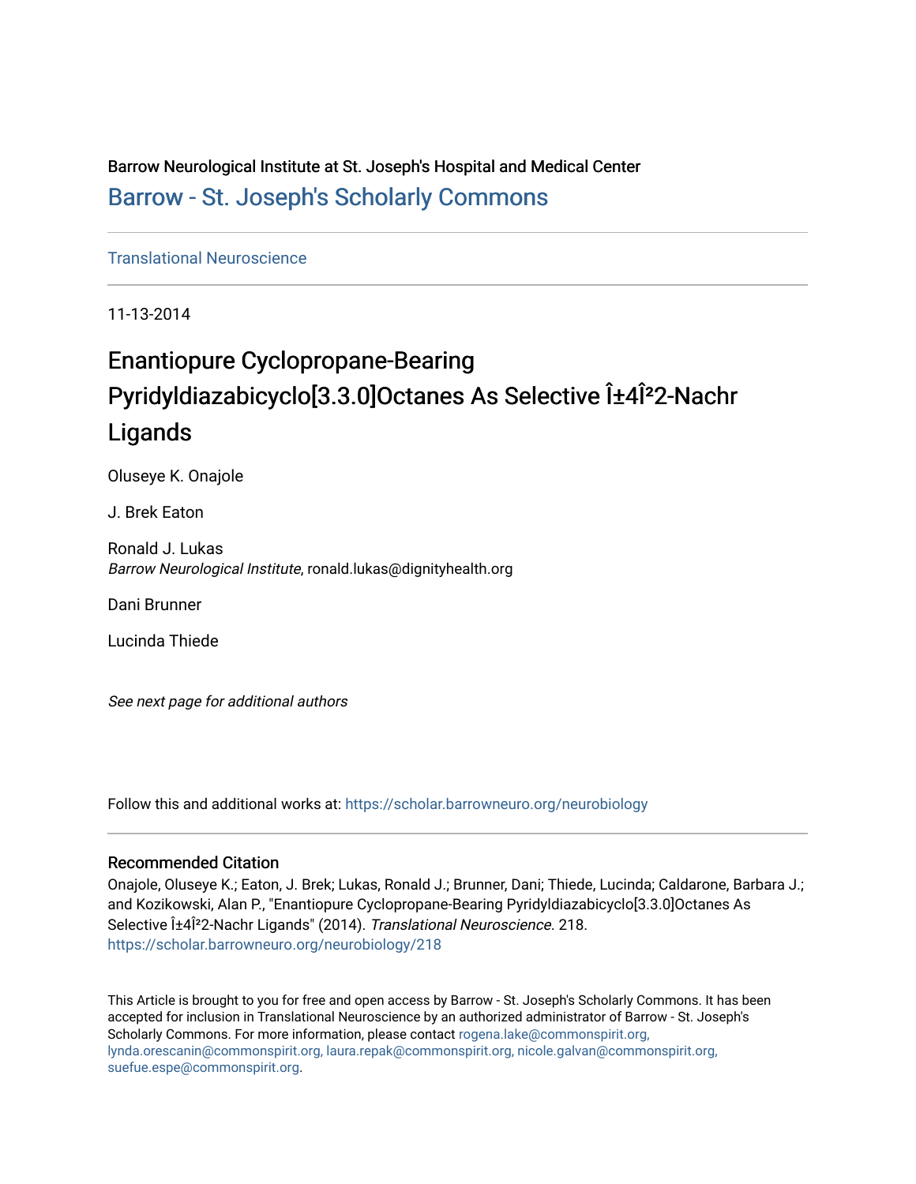Barrow Neurological Institute at St. Joseph's Hospital and Medical Center

Barrow - St. Joseph's Scholarly Commons

Translational Neuroscience

11-13-2014

# Enantiopure Cyclopropane-Bearing Pyridyldiazabicyclo[3.3.0]Octanes As Selective Î±4Î²2-Nachr Ligands

Oluseye K. Onajole

J. Brek Eaton

Ronald J. Lukas
*Barrow Neurological Institute*, ronald.lukas@dignityhealth.org

Dani Brunner

Lucinda Thiede

*See next page for additional authors*

Follow this and additional works at: https://scholar.barrowneuro.org/neurobiology

## Recommended Citation

Onajole, Oluseye K.; Eaton, J. Brek; Lukas, Ronald J.; Brunner, Dani; Thiede, Lucinda; Caldarone, Barbara J.; and Kozikowski, Alan P., "Enantiopure Cyclopropane-Bearing Pyridyldiazabicyclo[3.3.0]Octanes As Selective Î±4Î²2-Nachr Ligands" (2014). *Translational Neuroscience*. 218.
https://scholar.barrowneuro.org/neurobiology/218

This Article is brought to you for free and open access by Barrow - St. Joseph's Scholarly Commons. It has been accepted for inclusion in Translational Neuroscience by an authorized administrator of Barrow - St. Joseph's Scholarly Commons. For more information, please contact rogena.lake@commonspirit.org, lynda.orescanin@commonspirit.org, laura.repak@commonspirit.org, nicole.galvan@commonspirit.org, suefue.espe@commonspirit.org.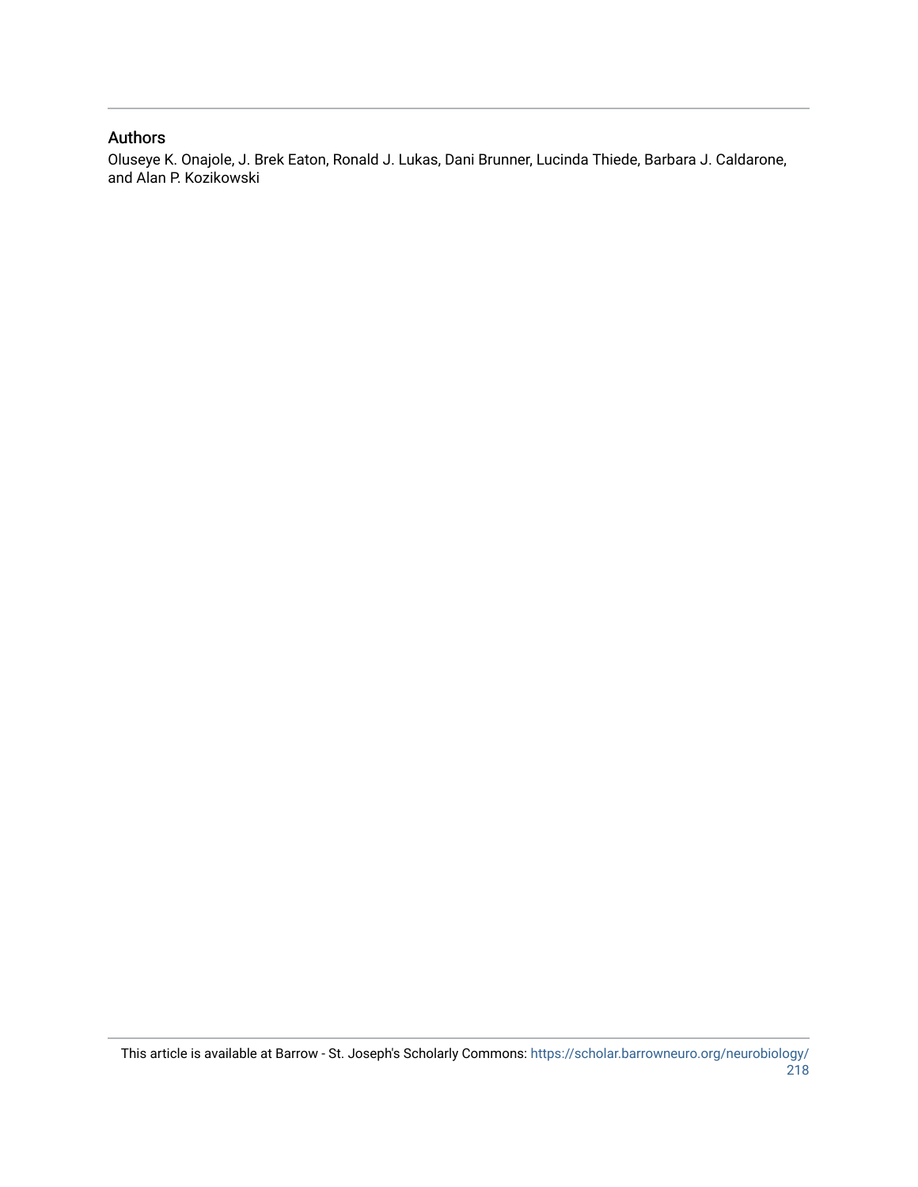## Authors

Oluseye K. Onajole, J. Brek Eaton, Ronald J. Lukas, Dani Brunner, Lucinda Thiede, Barbara J. Caldarone, and Alan P. Kozikowski

This article is available at Barrow - St. Joseph's Scholarly Commons: https://scholar.barrowneuro.org/neurobiology/218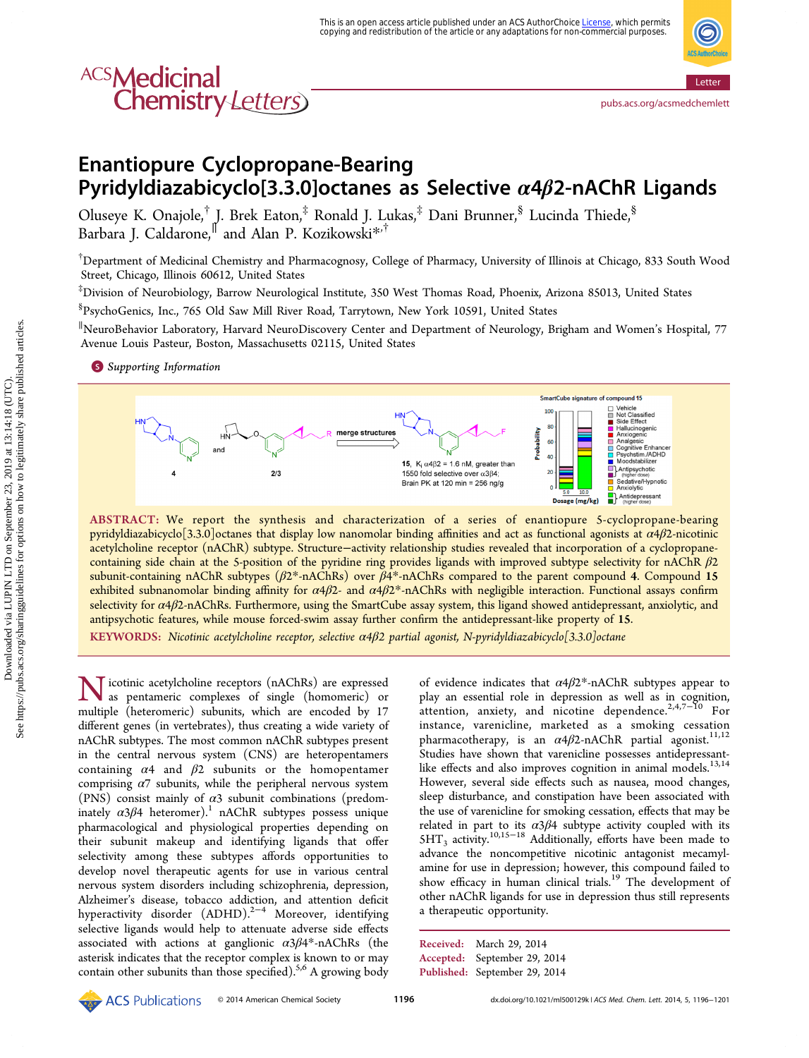# Enantiopure Cyclopropane-Bearing Pyridyldiazabicyclo[3.3.0]octanes as Selective $\alpha 4\beta 2$-nAChR Ligands

Oluseye K. Onajole,[†] J. Brek Eaton,[‡] Ronald J. Lukas,[‡] Dani Brunner,[§] Lucinda Thiede,[§] Barbara J. Caldarone,[∥] and Alan P. Kozikowski*[,†]

[†]Department of Medicinal Chemistry and Pharmacognosy, College of Pharmacy, University of Illinois at Chicago, 833 South Wood Street, Chicago, Illinois 60612, United States

[‡]Division of Neurobiology, Barrow Neurological Institute, 350 West Thomas Road, Phoenix, Arizona 85013, United States

[§]PsychoGenics, Inc., 765 Old Saw Mill River Road, Tarrytown, New York 10591, United States

[∥]NeuroBehavior Laboratory, Harvard NeuroDiscovery Center and Department of Neurology, Brigham and Women's Hospital, 77 Avenue Louis Pasteur, Boston, Massachusetts 02115, United States

Supporting Information

**ABSTRACT:** We report the synthesis and characterization of a series of enantiopure 5-cyclopropane-bearing pyridyldiazabicyclo[3.3.0]octanes that display low nanomolar binding affinities and act as functional agonists at $\alpha 4\beta 2$-nicotinic acetylcholine receptor (nAChR) subtype. Structure−activity relationship studies revealed that incorporation of a cyclopropane-containing side chain at the 5-position of the pyridine ring provides ligands with improved subtype selectivity for nAChR $\beta 2$ subunit-containing nAChR subtypes ($\beta 2$*-nAChRs) over $\beta 4$*-nAChRs compared to the parent compound **4**. Compound **15** exhibited subnanomolar binding affinity for $\alpha 4\beta 2$- and $\alpha 4\beta 2$*-nAChRs with negligible interaction. Functional assays confirm selectivity for $\alpha 4\beta 2$-nAChRs. Furthermore, using the SmartCube assay system, this ligand showed antidepressant, anxiolytic, and antipsychotic features, while mouse forced-swim assay further confirm the antidepressant-like property of **15**.

**KEYWORDS:** *Nicotinic acetylcholine receptor, selective $\alpha 4\beta 2$ partial agonist, N-pyridyldiazabicyclo[3.3.0]octane*

Nicotinic acetylcholine receptors (nAChRs) are expressed as pentameric complexes of single (homomeric) or multiple (heteromeric) subunits, which are encoded by 17 different genes (in vertebrates), thus creating a wide variety of nAChR subtypes. The most common nAChR subtypes present in the central nervous system (CNS) are heteropentamers containing $\alpha 4$ and $\beta 2$ subunits or the homopentamer comprising $\alpha 7$ subunits, while the peripheral nervous system (PNS) consist mainly of $\alpha 3$ subunit combinations (predominately $\alpha 3\beta 4$ heteromer).[1] nAChR subtypes possess unique pharmacological and physiological properties depending on their subunit makeup and identifying ligands that offer selectivity among these subtypes affords opportunities to develop novel therapeutic agents for use in various central nervous system disorders including schizophrenia, depression, Alzheimer's disease, tobacco addiction, and attention deficit hyperactivity disorder (ADHD).[2−4] Moreover, identifying selective ligands would help to attenuate adverse side effects associated with actions at ganglionic $\alpha 3\beta 4$*-nAChRs (the asterisk indicates that the receptor complex is known to or may contain other subunits than those specified).[5,6] A growing body of evidence indicates that $\alpha 4\beta 2$*-nAChR subtypes appear to play an essential role in depression as well as in cognition, attention, anxiety, and nicotine dependence.[2,4,7−10] For instance, varenicline, marketed as a smoking cessation pharmacotherapy, is an $\alpha 4\beta 2$-nAChR partial agonist.[11,12] Studies have shown that varenicline possesses antidepressant-like effects and also improves cognition in animal models.[13,14] However, several side effects such as nausea, mood changes, sleep disturbance, and constipation have been associated with the use of varenicline for smoking cessation, effects that may be related in part to its $\alpha 3\beta 4$ subtype activity coupled with its $5HT_3$ activity.[10,15−18] Additionally, efforts have been made to advance the noncompetitive nicotinic antagonist mecamylamine for use in depression; however, this compound failed to show efficacy in human clinical trials.[19] The development of other nAChR ligands for use in depression thus still represents a therapeutic opportunity.

Received: March 29, 2014
Accepted: September 29, 2014
Published: September 29, 2014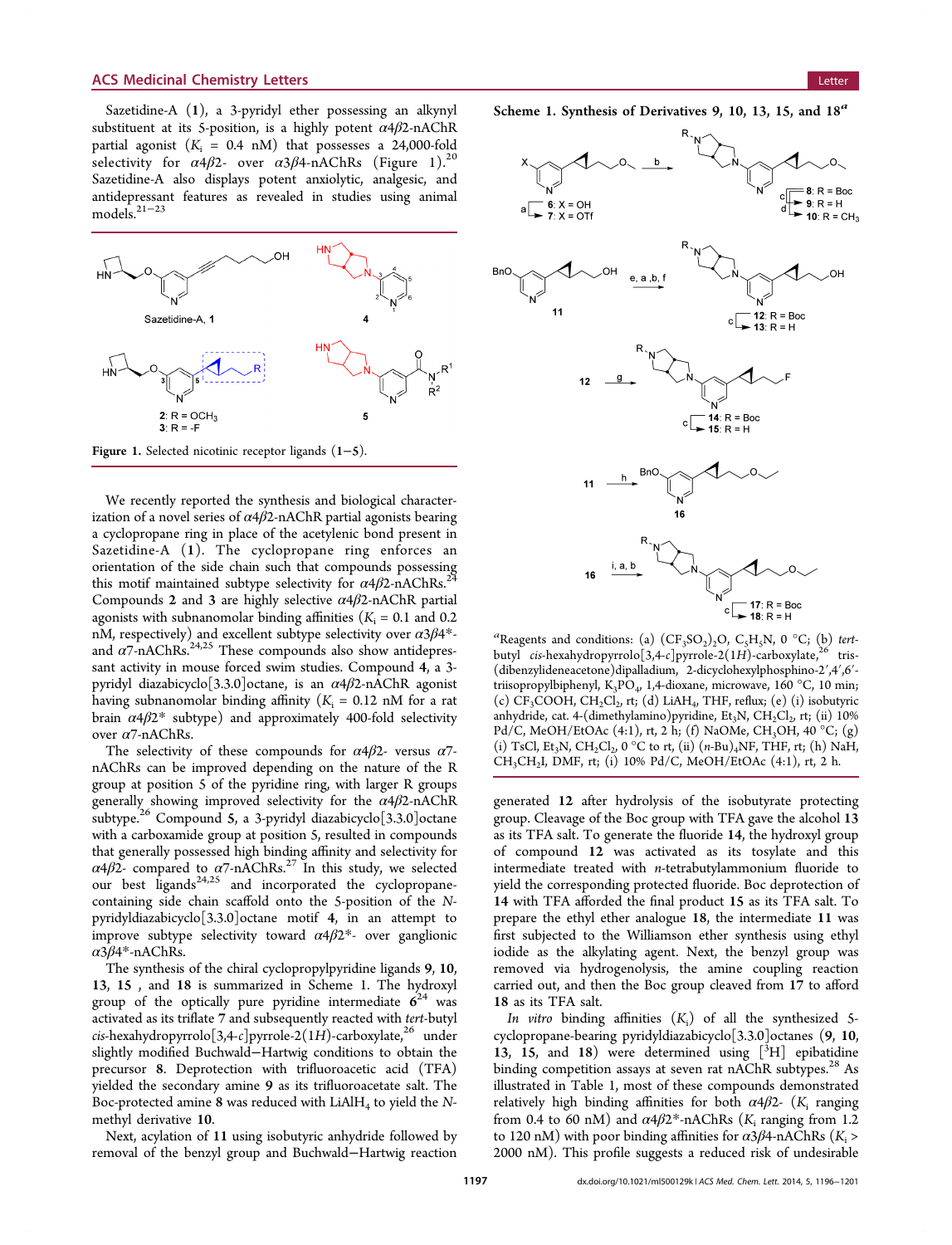Sazetidine-A (1), a 3-pyridyl ether possessing an alkynyl substituent at its 5-position, is a highly potent $\alpha4\beta2$-nAChR partial agonist ($K_i$ = 0.4 nM) that possesses a 24,000-fold selectivity for $\alpha4\beta2$- over $\alpha3\beta4$-nAChRs (Figure 1).[20] Sazetidine-A also displays potent anxiolytic, analgesic, and antidepressant features as revealed in studies using animal models.[21−23]

Figure 1. Selected nicotinic receptor ligands (1−5).

We recently reported the synthesis and biological characterization of a novel series of $\alpha4\beta2$-nAChR partial agonists bearing a cyclopropane ring in place of the acetylenic bond present in Sazetidine-A (1). The cyclopropane ring enforces an orientation of the side chain such that compounds possessing this motif maintained subtype selectivity for $\alpha4\beta2$-nAChRs.[24] Compounds 2 and 3 are highly selective $\alpha4\beta2$-nAChR partial agonists with subnanomolar binding affinities ($K_i$ = 0.1 and 0.2 nM, respectively) and excellent subtype selectivity over $\alpha3\beta4$*- and $\alpha7$-nAChRs.[24,25] These compounds also show antidepressant activity in mouse forced swim studies. Compound 4, a 3-pyridyl diazabicyclo[3.3.0]octane, is an $\alpha4\beta2$-nAChR agonist having subnanomolar binding affinity ($K_i$ = 0.12 nM for a rat brain $\alpha4\beta2$* subtype) and approximately 400-fold selectivity over $\alpha7$-nAChRs.

The selectivity of these compounds for $\alpha4\beta2$- versus $\alpha7$-nAChRs can be improved depending on the nature of the R group at position 5 of the pyridine ring, with larger R groups generally showing improved selectivity for the $\alpha4\beta2$-nAChR subtype.[26] Compound 5, a 3-pyridyl diazabicyclo[3.3.0]octane with a carboxamide group at position 5, resulted in compounds that generally possessed high binding affinity and selectivity for $\alpha4\beta2$- compared to $\alpha7$-nAChRs.[27] In this study, we selected our best ligands[24,25] and incorporated the cyclopropane-containing side chain scaffold onto the 5-position of the *N*-pyridyldiazabicyclo[3.3.0]octane motif 4, in an attempt to improve subtype selectivity toward $\alpha4\beta2$*- over ganglionic $\alpha3\beta4$*-nAChRs.

The synthesis of the chiral cyclopropylpyridine ligands 9, 10, 13, 15, and 18 is summarized in Scheme 1. The hydroxyl group of the optically pure pyridine intermediate 6[24] was activated as its triflate 7 and subsequently reacted with *tert*-butyl *cis*-hexahydropyrrolo[3,4-*c*]pyrrole-2(1*H*)-carboxylate,[26] under slightly modified Buchwald−Hartwig conditions to obtain the precursor 8. Deprotection with trifluoroacetic acid (TFA) yielded the secondary amine 9 as its trifluoroacetate salt. The Boc-protected amine 8 was reduced with $LiAlH_4$ to yield the *N*-methyl derivative 10.

Next, acylation of 11 using isobutyric anhydride followed by removal of the benzyl group and Buchwald−Hartwig reaction generated 12 after hydrolysis of the isobutyrate protecting group. Cleavage of the Boc group with TFA gave the alcohol 13 as its TFA salt. To generate the fluoride 14, the hydroxyl group of compound 12 was activated as its tosylate and this intermediate treated with *n*-tetrabutylammonium fluoride to yield the corresponding protected fluoride. Boc deprotection of 14 with TFA afforded the final product 15 as its TFA salt. To prepare the ethyl ether analogue 18, the intermediate 11 was first subjected to the Williamson ether synthesis using ethyl iodide as the alkylating agent. Next, the benzyl group was removed via hydrogenolysis, the amine coupling reaction carried out, and then the Boc group cleaved from 17 to afford 18 as its TFA salt.

Scheme 1. Synthesis of Derivatives 9, 10, 13, 15, and 18[a]

[a]Reagents and conditions: (a) $(CF_3SO_2)_2O$, $C_5H_5N$, 0 °C; (b) *tert*-butyl *cis*-hexahydropyrrolo[3,4-*c*]pyrrole-2(1*H*)-carboxylate,[26] tris(dibenzylideneacetone)dipalladium, 2-dicyclohexylphosphino-2′,4′,6′-triisopropylbiphenyl, $K_3PO_4$, 1,4-dioxane, microwave, 160 °C, 10 min; (c) $CF_3COOH$, $CH_2Cl_2$, rt; (d) $LiAlH_4$, THF, reflux; (e) (i) isobutyric anhydride, cat. 4-(dimethylamino)pyridine, $Et_3N$, $CH_2Cl_2$, rt; (ii) 10% Pd/C, MeOH/EtOAc (4:1), rt, 2 h; (f) NaOMe, $CH_3OH$, 40 °C; (g) (i) TsCl, $Et_3N$, $CH_2Cl_2$, 0 °C to rt, (ii) $(n\text{-Bu})_4NF$, THF, rt; (h) NaH, $CH_3CH_2I$, DMF, rt; (i) 10% Pd/C, MeOH/EtOAc (4:1), rt, 2 h.

*In vitro* binding affinities ($K_i$) of all the synthesized 5-cyclopropane-bearing pyridyldiazabicyclo[3.3.0]octanes (9, 10, 13, 15, and 18) were determined using [$^3$H] epibatidine binding competition assays at seven rat nAChR subtypes.[28] As illustrated in Table 1, most of these compounds demonstrated relatively high binding affinities for both $\alpha4\beta2$- ($K_i$ ranging from 0.4 to 60 nM) and $\alpha4\beta2$*-nAChRs ($K_i$ ranging from 1.2 to 120 nM) with poor binding affinities for $\alpha3\beta4$-nAChRs ($K_i$ > 2000 nM). This profile suggests a reduced risk of undesirable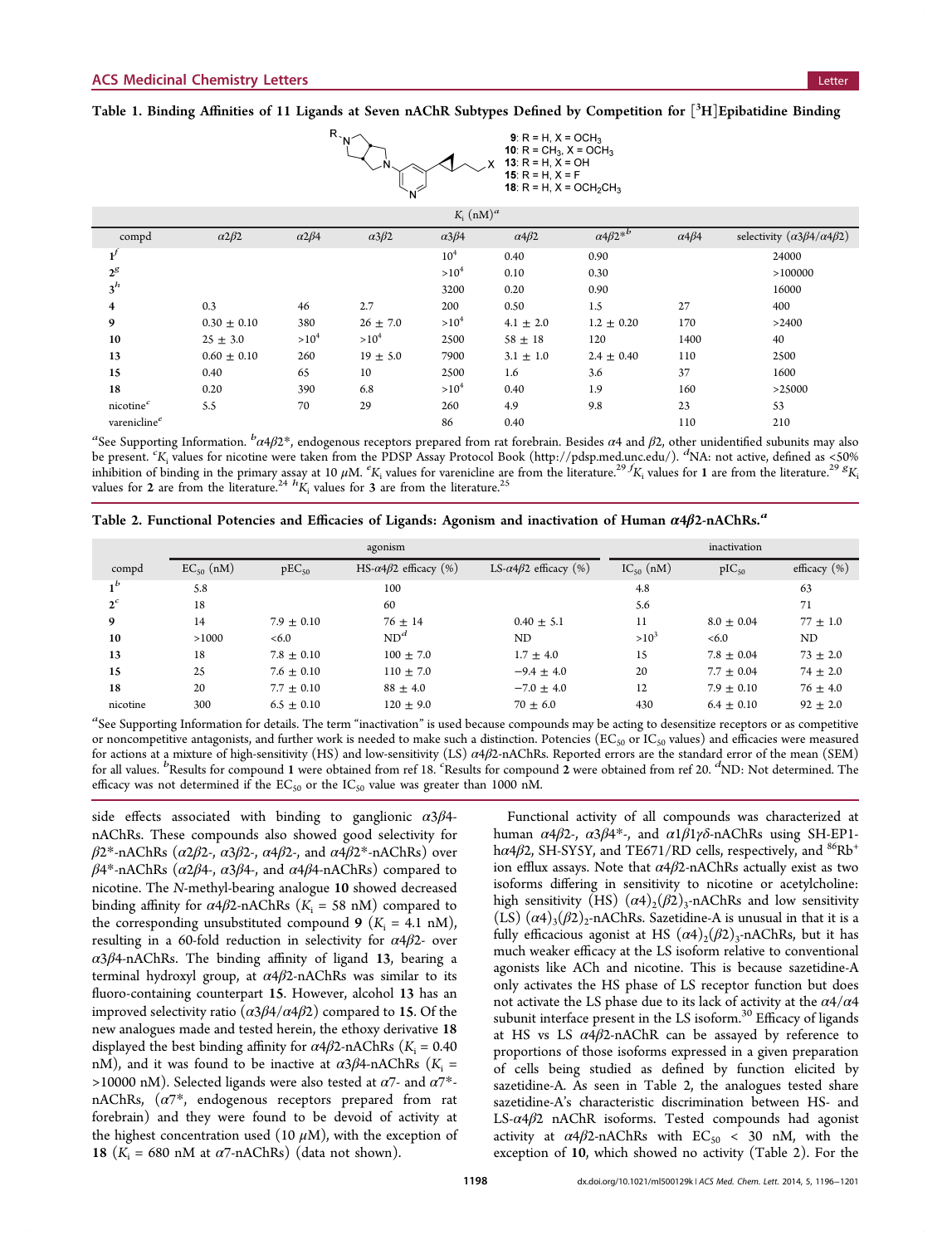**Table 1. Binding Affinities of 11 Ligands at Seven nAChR Subtypes Defined by Competition for [$^3$H]Epibatidine Binding**

9: R = H, X = $OCH_3$
10: R = $CH_3$, X = $OCH_3$
13: R = H, X = OH
15: R = H, X = F
18: R = H, X = $OCH_2CH_3$

| | $K_i$ (nM)[a] | | | | | | | |
|---|---|---|---|---|---|---|---|---|
| compd | α2β2 | α2β4 | α3β2 | α3β4 | α4β2 | α4β2*[b] | α4β4 | selectivity (α3β4/α4β2) |
| 1[f] | | | | $10^4$ | 0.40 | 0.90 | | 24000 |
| 2[g] | | | | >$10^4$ | 0.10 | 0.30 | | >100000 |
| 3[h] | | | | 3200 | 0.20 | 0.90 | | 16000 |
| 4 | 0.3 | 46 | 2.7 | 200 | 0.50 | 1.5 | 27 | 400 |
| 9 | 0.30 ± 0.10 | 380 | 26 ± 7.0 | >$10^4$ | 4.1 ± 2.0 | 1.2 ± 0.20 | 170 | >2400 |
| 10 | 25 ± 3.0 | >$10^4$ | >$10^4$ | 2500 | 58 ± 18 | 120 | 1400 | 40 |
| 13 | 0.60 ± 0.10 | 260 | 19 ± 5.0 | 7900 | 3.1 ± 1.0 | 2.4 ± 0.40 | 110 | 2500 |
| 15 | 0.40 | 65 | 10 | 2500 | 1.6 | 3.6 | 37 | 1600 |
| 18 | 0.20 | 390 | 6.8 | >$10^4$ | 0.40 | 1.9 | 160 | >25000 |
| nicotine[c] | 5.5 | 70 | 29 | 260 | 4.9 | 9.8 | 23 | 53 |
| varenicline[e] | | | | 86 | 0.40 | | 110 | 210 |

[a]See Supporting Information. [b]α4β2*, endogenous receptors prepared from rat forebrain. Besides α4 and β2, other unidentified subunits may also be present. [c]$K_i$ values for nicotine were taken from the PDSP Assay Protocol Book (http://pdsp.med.unc.edu/). [d]NA: not active, defined as <50% inhibition of binding in the primary assay at 10 μM. [e]$K_i$ values for varenicline are from the literature.[29] [f]$K_i$ values for 1 are from the literature.[29] [g]$K_i$ values for 2 are from the literature.[24] [h]$K_i$ values for 3 are from the literature.[25]

**Table 2. Functional Potencies and Efficacies of Ligands: Agonism and inactivation of Human α4β2-nAChRs.[a]**

| | agonism | | | | inactivation | | |
|---|---|---|---|---|---|---|---|
| compd | $EC_{50}$ (nM) | $pEC_{50}$ | HS-α4β2 efficacy (%) | LS-α4β2 efficacy (%) | $IC_{50}$ (nM) | $pIC_{50}$ | efficacy (%) |
| 1[b] | 5.8 | | 100 | | 4.8 | | 63 |
| 2[c] | 18 | | 60 | | 5.6 | | 71 |
| 9 | 14 | 7.9 ± 0.10 | 76 ± 14 | 0.40 ± 5.1 | 11 | 8.0 ± 0.04 | 77 ± 1.0 |
| 10 | >1000 | <6.0 | ND[d] | ND | >$10^3$ | <6.0 | ND |
| 13 | 18 | 7.8 ± 0.10 | 100 ± 7.0 | 1.7 ± 4.0 | 15 | 7.8 ± 0.04 | 73 ± 2.0 |
| 15 | 25 | 7.6 ± 0.10 | 110 ± 7.0 | −9.4 ± 4.0 | 20 | 7.7 ± 0.04 | 74 ± 2.0 |
| 18 | 20 | 7.7 ± 0.10 | 88 ± 4.0 | −7.0 ± 4.0 | 12 | 7.9 ± 0.10 | 76 ± 4.0 |
| nicotine | 300 | 6.5 ± 0.10 | 120 ± 9.0 | 70 ± 6.0 | 430 | 6.4 ± 0.10 | 92 ± 2.0 |

[a]See Supporting Information for details. The term "inactivation" is used because compounds may be acting to desensitize receptors or as competitive or noncompetitive antagonists, and further work is needed to make such a distinction. Potencies ($EC_{50}$ or $IC_{50}$ values) and efficacies were measured for actions at a mixture of high-sensitivity (HS) and low-sensitivity (LS) α4β2-nAChRs. Reported errors are the standard error of the mean (SEM) for all values. [b]Results for compound 1 were obtained from ref 18. [c]Results for compound 2 were obtained from ref 20. [d]ND: Not determined. The efficacy was not determined if the $EC_{50}$ or the $IC_{50}$ value was greater than 1000 nM.

side effects associated with binding to ganglionic α3β4-nAChRs. These compounds also showed good selectivity for β2*-nAChRs (α2β2-, α3β2-, α4β2-, and α4β2*-nAChRs) over β4*-nAChRs (α2β4-, α3β4-, and α4β4-nAChRs) compared to nicotine. The *N*-methyl-bearing analogue **10** showed decreased binding affinity for α4β2-nAChRs ($K_i$ = 58 nM) compared to the corresponding unsubstituted compound **9** ($K_i$ = 4.1 nM), resulting in a 60-fold reduction in selectivity for α4β2- over α3β4-nAChRs. The binding affinity of ligand **13**, bearing a terminal hydroxyl group, at α4β2-nAChRs was similar to its fluoro-containing counterpart **15**. However, alcohol **13** has an improved selectivity ratio (α3β4/α4β2) compared to **15**. Of the new analogues made and tested herein, the ethoxy derivative **18** displayed the best binding affinity for α4β2-nAChRs ($K_i$ = 0.40 nM), and it was found to be inactive at α3β4-nAChRs ($K_i$ = >10000 nM). Selected ligands were also tested at α7- and α7*-nAChRs, (α7*, endogenous receptors prepared from rat forebrain) and they were found to be devoid of activity at the highest concentration used (10 μM), with the exception of **18** ($K_i$ = 680 nM at α7-nAChRs) (data not shown).

Functional activity of all compounds was characterized at human α4β2-, α3β4*-, and α1β1γδ-nAChRs using SH-EP1-hα4β2, SH-SY5Y, and TE671/RD cells, respectively, and $^{86}Rb^+$ ion efflux assays. Note that α4β2-nAChRs actually exist as two isoforms differing in sensitivity to nicotine or acetylcholine: high sensitivity (HS) $(\alpha4)_2(\beta2)_3$-nAChRs and low sensitivity (LS) $(\alpha4)_3(\beta2)_2$-nAChRs. Sazetidine-A is unusual in that it is a fully efficacious agonist at HS $(\alpha4)_2(\beta2)_3$-nAChRs, but it has much weaker efficacy at the LS isoform relative to conventional agonists like ACh and nicotine. This is because sazetidine-A only activates the HS phase of LS receptor function but does not activate the LS phase due to its lack of activity at the α4/α4 subunit interface present in the LS isoform.[30] Efficacy of ligands at HS vs LS α4β2-nAChR can be assayed by reference to proportions of those isoforms expressed in a given preparation of cells being studied as defined by function elicited by sazetidine-A. As seen in Table 2, the analogues tested share sazetidine-A's characteristic discrimination between HS- and LS-α4β2 nAChR isoforms. Tested compounds had agonist activity at α4β2-nAChRs with $EC_{50}$ < 30 nM, with the exception of **10**, which showed no activity (Table 2). For the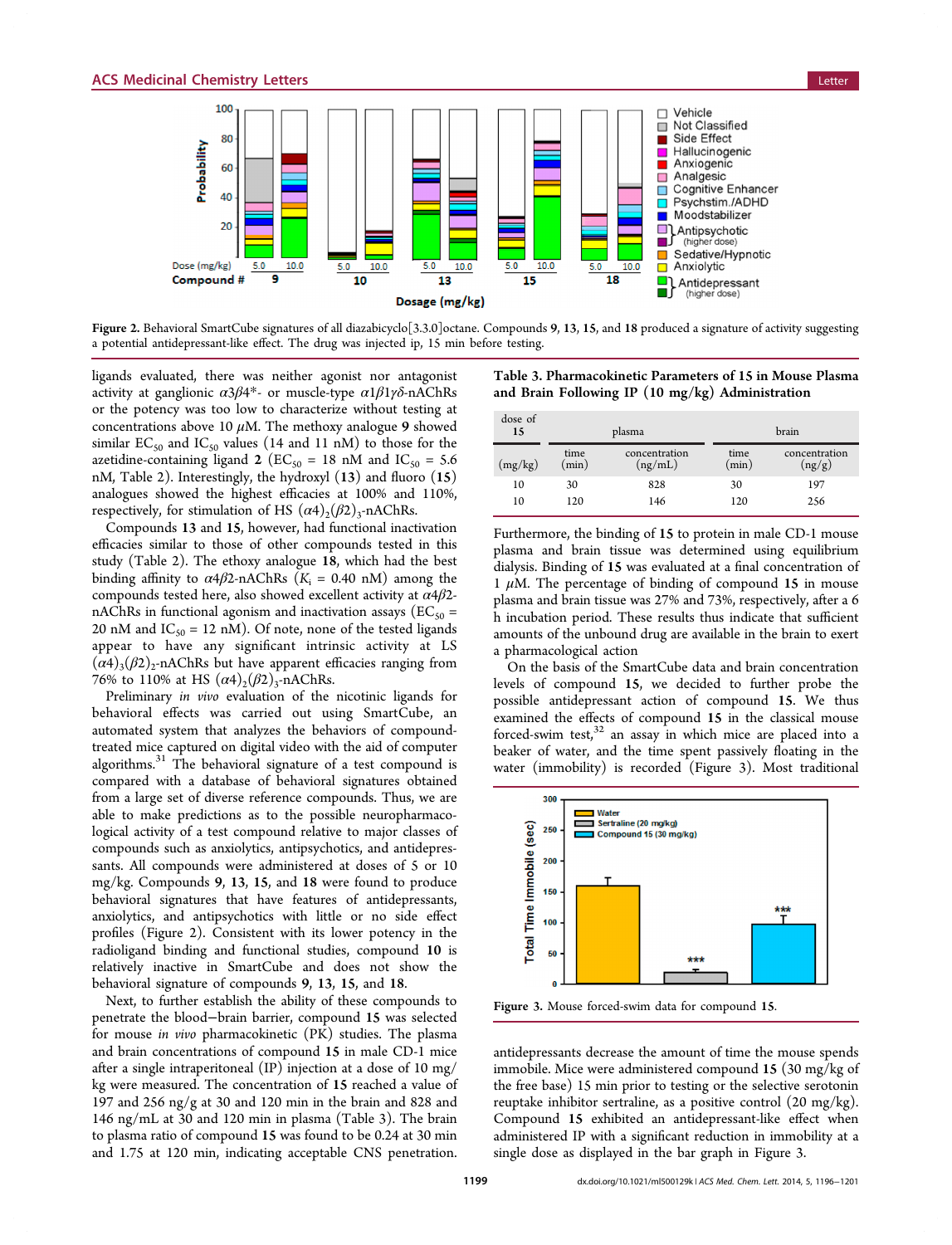Figure 2. Behavioral SmartCube signatures of all diazabicyclo[3.3.0]octane. Compounds 9, 13, 15, and 18 produced a signature of activity suggesting a potential antidepressant-like effect. The drug was injected ip, 15 min before testing.

ligands evaluated, there was neither agonist nor antagonist activity at ganglionic $\alpha3\beta4$*- or muscle-type $\alpha1\beta1\gamma\delta$-nAChRs or the potency was too low to characterize without testing at concentrations above 10 $\mu$M. The methoxy analogue **9** showed similar $EC_{50}$ and $IC_{50}$ values (14 and 11 nM) to those for the azetidine-containing ligand **2** ($EC_{50}$ = 18 nM and $IC_{50}$ = 5.6 nM, Table 2). Interestingly, the hydroxyl (**13**) and fluoro (**15**) analogues showed the highest efficacies at 100% and 110%, respectively, for stimulation of HS $(\alpha4)_2(\beta2)_3$-nAChRs.

Compounds **13** and **15**, however, had functional inactivation efficacies similar to those of other compounds tested in this study (Table 2). The ethoxy analogue **18**, which had the best binding affinity to $\alpha4\beta2$-nAChRs ($K_i$ = 0.40 nM) among the compounds tested here, also showed excellent activity at $\alpha4\beta2$-nAChRs in functional agonism and inactivation assays ($EC_{50}$ = 20 nM and $IC_{50}$ = 12 nM). Of note, none of the tested ligands appear to have any significant intrinsic activity at LS $(\alpha4)_3(\beta2)_2$-nAChRs but have apparent efficacies ranging from 76% to 110% at HS $(\alpha4)_2(\beta2)_3$-nAChRs.

Preliminary *in vivo* evaluation of the nicotinic ligands for behavioral effects was carried out using SmartCube, an automated system that analyzes the behaviors of compound-treated mice captured on digital video with the aid of computer algorithms.[31] The behavioral signature of a test compound is compared with a database of behavioral signatures obtained from a large set of diverse reference compounds. Thus, we are able to make predictions as to the possible neuropharmacological activity of a test compound relative to major classes of compounds such as anxiolytics, antipsychotics, and antidepressants. All compounds were administered at doses of 5 or 10 mg/kg. Compounds **9**, **13**, **15**, and **18** were found to produce behavioral signatures that have features of antidepressants, anxiolytics, and antipsychotics with little or no side effect profiles (Figure 2). Consistent with its lower potency in the radioligand binding and functional studies, compound **10** is relatively inactive in SmartCube and does not show the behavioral signature of compounds **9**, **13**, **15**, and **18**.

Next, to further establish the ability of these compounds to penetrate the blood−brain barrier, compound **15** was selected for mouse *in vivo* pharmacokinetic (PK) studies. The plasma and brain concentrations of compound **15** in male CD-1 mice after a single intraperitoneal (IP) injection at a dose of 10 mg/kg were measured. The concentration of **15** reached a value of 197 and 256 ng/g at 30 and 120 min in the brain and 828 and 146 ng/mL at 30 and 120 min in plasma (Table 3). The brain to plasma ratio of compound **15** was found to be 0.24 at 30 min and 1.75 at 120 min, indicating acceptable CNS penetration.

**Table 3. Pharmacokinetic Parameters of 15 in Mouse Plasma and Brain Following IP (10 mg/kg) Administration**

| dose of 15 | plasma | | brain | |
|---|---|---|---|---|
| (mg/kg) | time (min) | concentration (ng/mL) | time (min) | concentration (ng/g) |
| 10 | 30 | 828 | 30 | 197 |
| 10 | 120 | 146 | 120 | 256 |

Furthermore, the binding of **15** to protein in male CD-1 mouse plasma and brain tissue was determined using equilibrium dialysis. Binding of **15** was evaluated at a final concentration of 1 $\mu$M. The percentage of binding of compound **15** in mouse plasma and brain tissue was 27% and 73%, respectively, after a 6 h incubation period. These results thus indicate that sufficient amounts of the unbound drug are available in the brain to exert a pharmacological action

On the basis of the SmartCube data and brain concentration levels of compound **15**, we decided to further probe the possible antidepressant action of compound **15**. We thus examined the effects of compound **15** in the classical mouse forced-swim test,[32] an assay in which mice are placed into a beaker of water, and the time spent passively floating in the water (immobility) is recorded (Figure 3). Most traditional antidepressants decrease the amount of time the mouse spends immobile. Mice were administered compound **15** (30 mg/kg of the free base) 15 min prior to testing or the selective serotonin reuptake inhibitor sertraline, as a positive control (20 mg/kg). Compound **15** exhibited an antidepressant-like effect when administered IP with a significant reduction in immobility at a single dose as displayed in the bar graph in Figure 3.

Figure 3. Mouse forced-swim data for compound **15**.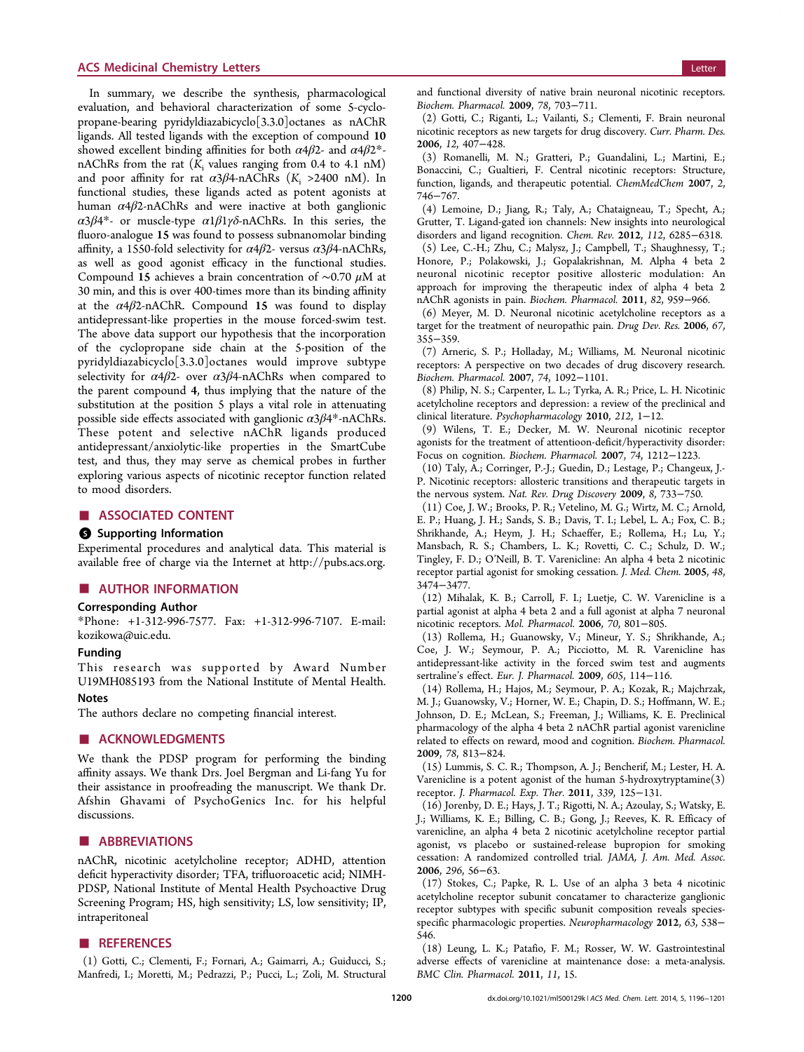In summary, we describe the synthesis, pharmacological evaluation, and behavioral characterization of some 5-cyclopropane-bearing pyridyldiazabicyclo[3.3.0]octanes as nAChR ligands. All tested ligands with the exception of compound **10** showed excellent binding affinities for both $\alpha4\beta2$- and $\alpha4\beta2^*$-nAChRs from the rat ($K_i$ values ranging from 0.4 to 4.1 nM) and poor affinity for rat $\alpha3\beta4$-nAChRs ($K_i$ >2400 nM). In functional studies, these ligands acted as potent agonists at human $\alpha4\beta2$-nAChRs and were inactive at both ganglionic $\alpha3\beta4^*$- or muscle-type $\alpha1\beta1\gamma\delta$-nAChRs. In this series, the fluoro-analogue **15** was found to possess subnanomolar binding affinity, a 1550-fold selectivity for $\alpha4\beta2$- versus $\alpha3\beta4$-nAChRs, as well as good agonist efficacy in the functional studies. Compound **15** achieves a brain concentration of ~0.70 $\mu$M at 30 min, and this is over 400-times more than its binding affinity at the $\alpha4\beta2$-nAChR. Compound **15** was found to display antidepressant-like properties in the mouse forced-swim test. The above data support our hypothesis that the incorporation of the cyclopropane side chain at the 5-position of the pyridyldiazabicyclo[3.3.0]octanes would improve subtype selectivity for $\alpha4\beta2$- over $\alpha3\beta4$-nAChRs when compared to the parent compound **4**, thus implying that the nature of the substitution at the position 5 plays a vital role in attenuating possible side effects associated with ganglionic $\alpha3\beta4^*$-nAChRs. These potent and selective nAChR ligands produced antidepressant/anxiolytic-like properties in the SmartCube test, and thus, they may serve as chemical probes in further exploring various aspects of nicotinic receptor function related to mood disorders.

## ■ ASSOCIATED CONTENT

### Supporting Information

Experimental procedures and analytical data. This material is available free of charge via the Internet at http://pubs.acs.org.

## ■ AUTHOR INFORMATION

### Corresponding Author

*Phone: +1-312-996-7577. Fax: +1-312-996-7107. E-mail: kozikowa@uic.edu.

### Funding

This research was supported by Award Number U19MH085193 from the National Institute of Mental Health.

### Notes

The authors declare no competing financial interest.

## ■ ACKNOWLEDGMENTS

We thank the PDSP program for performing the binding affinity assays. We thank Drs. Joel Bergman and Li-fang Yu for their assistance in proofreading the manuscript. We thank Dr. Afshin Ghavami of PsychoGenics Inc. for his helpful discussions.

## ■ ABBREVIATIONS

nAChR, nicotinic acetylcholine receptor; ADHD, attention deficit hyperactivity disorder; TFA, trifluoroacetic acid; NIMH-PDSP, National Institute of Mental Health Psychoactive Drug Screening Program; HS, high sensitivity; LS, low sensitivity; IP, intraperitoneal

## ■ REFERENCES

(1) Gotti, C.; Clementi, F.; Fornari, A.; Gaimarri, A.; Guiducci, S.; Manfredi, I.; Moretti, M.; Pedrazzi, P.; Pucci, L.; Zoli, M. Structural and functional diversity of native brain neuronal nicotinic receptors. *Biochem. Pharmacol.* **2009**, *78*, 703−711.

(2) Gotti, C.; Riganti, L.; Vailanti, S.; Clementi, F. Brain neuronal nicotinic receptors as new targets for drug discovery. *Curr. Pharm. Des.* **2006**, *12*, 407−428.

(3) Romanelli, M. N.; Gratteri, P.; Guandalini, L.; Martini, E.; Bonaccini, C.; Gualtieri, F. Central nicotinic receptors: Structure, function, ligands, and therapeutic potential. *ChemMedChem* **2007**, *2*, 746−767.

(4) Lemoine, D.; Jiang, R.; Taly, A.; Chataigneau, T.; Specht, A.; Grutter, T. Ligand-gated ion channels: New insights into neurological disorders and ligand recognition. *Chem. Rev.* **2012**, *112*, 6285−6318.

(5) Lee, C.-H.; Zhu, C.; Malysz, J.; Campbell, T.; Shaughnessy, T.; Honore, P.; Polakowski, J.; Gopalakrishnan, M. Alpha 4 beta 2 neuronal nicotinic receptor positive allosteric modulation: An approach for improving the therapeutic index of alpha 4 beta 2 nAChR agonists in pain. *Biochem. Pharmacol.* **2011**, *82*, 959−966.

(6) Meyer, M. D. Neuronal nicotinic acetylcholine receptors as a target for the treatment of neuropathic pain. *Drug Dev. Res.* **2006**, *67*, 355−359.

(7) Arneric, S. P.; Holladay, M.; Williams, M. Neuronal nicotinic receptors: A perspective on two decades of drug discovery research. *Biochem. Pharmacol.* **2007**, *74*, 1092−1101.

(8) Philip, N. S.; Carpenter, L. L.; Tyrka, A. R.; Price, L. H. Nicotinic acetylcholine receptors and depression: a review of the preclinical and clinical literature. *Psychopharmacology* **2010**, *212*, 1−12.

(9) Wilens, T. E.; Decker, M. W. Neuronal nicotinic receptor agonists for the treatment of attentioon-deficit/hyperactivity disorder: Focus on cognition. *Biochem. Pharmacol.* **2007**, *74*, 1212−1223.

(10) Taly, A.; Corringer, P.-J.; Guedin, D.; Lestage, P.; Changeux, J.-P. Nicotinic receptors: allosteric transitions and therapeutic targets in the nervous system. *Nat. Rev. Drug Discovery* **2009**, *8*, 733−750.

(11) Coe, J. W.; Brooks, P. R.; Vetelino, M. G.; Wirtz, M. C.; Arnold, E. P.; Huang, J. H.; Sands, S. B.; Davis, T. I.; Lebel, L. A.; Fox, C. B.; Shrikhande, A.; Heym, J. H.; Schaeffer, E.; Rollema, H.; Lu, Y.; Mansbach, R. S.; Chambers, L. K.; Rovetti, C. C.; Schulz, D. W.; Tingley, F. D.; O'Neill, B. T. Varenicline: An alpha 4 beta 2 nicotinic receptor partial agonist for smoking cessation. *J. Med. Chem.* **2005**, *48*, 3474−3477.

(12) Mihalak, K. B.; Carroll, F. I.; Luetje, C. W. Varenicline is a partial agonist at alpha 4 beta 2 and a full agonist at alpha 7 neuronal nicotinic receptors. *Mol. Pharmacol.* **2006**, *70*, 801−805.

(13) Rollema, H.; Guanowsky, V.; Mineur, Y. S.; Shrikhande, A.; Coe, J. W.; Seymour, P. A.; Picciotto, M. R. Varenicline has antidepressant-like activity in the forced swim test and augments sertraline's effect. *Eur. J. Pharmacol.* **2009**, *605*, 114−116.

(14) Rollema, H.; Hajos, M.; Seymour, P. A.; Kozak, R.; Majchrzak, M. J.; Guanowsky, V.; Horner, W. E.; Chapin, D. S.; Hoffmann, W. E.; Johnson, D. E.; McLean, S.; Freeman, J.; Williams, K. E. Preclinical pharmacology of the alpha 4 beta 2 nAChR partial agonist varenicline related to effects on reward, mood and cognition. *Biochem. Pharmacol.* **2009**, *78*, 813−824.

(15) Lummis, S. C. R.; Thompson, A. J.; Bencherif, M.; Lester, H. A. Varenicline is a potent agonist of the human 5-hydroxytryptamine(3) receptor. *J. Pharmacol. Exp. Ther.* **2011**, *339*, 125−131.

(16) Jorenby, D. E.; Hays, J. T.; Rigotti, N. A.; Azoulay, S.; Watsky, E. J.; Williams, K. E.; Billing, C. B.; Gong, J.; Reeves, K. R. Efficacy of varenicline, an alpha 4 beta 2 nicotinic acetylcholine receptor partial agonist, vs placebo or sustained-release bupropion for smoking cessation: A randomized controlled trial. *JAMA, J. Am. Med. Assoc.* **2006**, *296*, 56−63.

(17) Stokes, C.; Papke, R. L. Use of an alpha 3 beta 4 nicotinic acetylcholine receptor subunit concatamer to characterize ganglionic receptor subtypes with specific subunit composition reveals species-specific pharmacologic properties. *Neuropharmacology* **2012**, *63*, 538−546.

(18) Leung, L. K.; Patafio, F. M.; Rosser, W. W. Gastrointestinal adverse effects of varenicline at maintenance dose: a meta-analysis. *BMC Clin. Pharmacol.* **2011**, *11*, 15.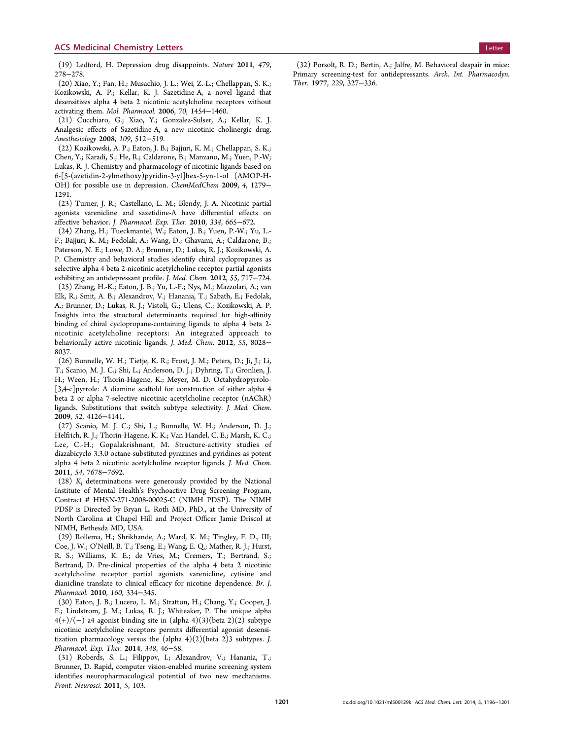(19) Ledford, H. Depression drug disappoints. *Nature* **2011**, *479*, 278−278.

(20) Xiao, Y.; Fan, H.; Musachio, J. L.; Wei, Z.-L.; Chellappan, S. K.; Kozikowski, A. P.; Kellar, K. J. Sazetidine-A, a novel ligand that desensitizes alpha 4 beta 2 nicotinic acetylcholine receptors without activating them. *Mol. Pharmacol.* **2006**, *70*, 1454−1460.

(21) Cucchiaro, G.; Xiao, Y.; Gonzalez-Sulser, A.; Kellar, K. J. Analgesic effects of Sazetidine-A, a new nicotinic cholinergic drug. *Anesthesiology* **2008**, *109*, 512−519.

(22) Kozikowski, A. P.; Eaton, J. B.; Bajjuri, K. M.; Chellappan, S. K.; Chen, Y.; Karadi, S.; He, R.; Caldarone, B.; Manzano, M.; Yuen, P.-W; Lukas, R. J. Chemistry and pharmacology of nicotinic ligands based on 6-[5-(azetidin-2-ylmethoxy)pyridin-3-yl]hex-5-yn-1-ol (AMOP-H-OH) for possible use in depression. *ChemMedChem* **2009**, *4*, 1279−1291.

(23) Turner, J. R.; Castellano, L. M.; Blendy, J. A. Nicotinic partial agonists varenicline and sazetidine-A have differential effects on affective behavior. *J. Pharmacol. Exp. Ther.* **2010**, *334*, 665−672.

(24) Zhang, H.; Tueckmantel, W.; Eaton, J. B.; Yuen, P.-W.; Yu, L.-F.; Bajjuri, K. M.; Fedolak, A.; Wang, D.; Ghavami, A.; Caldarone, B.; Paterson, N. E.; Lowe, D. A.; Brunner, D.; Lukas, R. J.; Kozikowski, A. P. Chemistry and behavioral studies identify chiral cyclopropanes as selective alpha 4 beta 2-nicotinic acetylcholine receptor partial agonists exhibiting an antidepressant profile. *J. Med. Chem.* **2012**, *55*, 717−724.

(25) Zhang, H.-K.; Eaton, J. B.; Yu, L.-F.; Nys, M.; Mazzolari, A.; van Elk, R.; Smit, A. B.; Alexandrov, V.; Hanania, T.; Sabath, E.; Fedolak, A.; Brunner, D.; Lukas, R. J.; Vistoli, G.; Ulens, C.; Kozikowski, A. P. Insights into the structural determinants required for high-affinity binding of chiral cyclopropane-containing ligands to alpha 4 beta 2-nicotinic acetylcholine receptors: An integrated approach to behaviorally active nicotinic ligands. *J. Med. Chem.* **2012**, *55*, 8028−8037.

(26) Bunnelle, W. H.; Tietje, K. R.; Frost, J. M.; Peters, D.; Ji, J.; Li, T.; Scanio, M. J. C.; Shi, L.; Anderson, D. J.; Dyhring, T.; Gronlien, J. H.; Ween, H.; Thorin-Hagene, K.; Meyer, M. D. Octahydropyrrolo-[3,4-c]pyrrole: A diamine scaffold for construction of either alpha 4 beta 2 or alpha 7-selective nicotinic acetylcholine receptor (nAChR) ligands. Substitutions that switch subtype selectivity. *J. Med. Chem.* **2009**, *52*, 4126−4141.

(27) Scanio, M. J. C.; Shi, L.; Bunnelle, W. H.; Anderson, D. J.; Helfrich, R. J.; Thorin-Hagene, K. K.; Van Handel, C. E.; Marsh, K. C.; Lee, C.-H.; Gopalakrishnant, M. Structure-activity studies of diazabicyclo 3.3.0 octane-substituted pyrazines and pyridines as potent alpha 4 beta 2 nicotinic acetylcholine receptor ligands. *J. Med. Chem.* **2011**, *54*, 7678−7692.

(28) $K_i$ determinations were generously provided by the National Institute of Mental Health's Psychoactive Drug Screening Program, Contract # HHSN-271-2008-00025-C (NIMH PDSP). The NIMH PDSP is Directed by Bryan L. Roth MD, PhD., at the University of North Carolina at Chapel Hill and Project Officer Jamie Driscol at NIMH, Bethesda MD, USA.

(29) Rollema, H.; Shrikhande, A.; Ward, K. M.; Tingley, F. D., III; Coe, J. W.; O'Neill, B. T.; Tseng, E.; Wang, E. Q.; Mather, R. J.; Hurst, R. S.; Williams, K. E.; de Vries, M.; Cremers, T.; Bertrand, S.; Bertrand, D. Pre-clinical properties of the alpha 4 beta 2 nicotinic acetylcholine receptor partial agonists varenicline, cytisine and dianicline translate to clinical efficacy for nicotine dependence. *Br. J. Pharmacol.* **2010**, *160*, 334−345.

(30) Eaton, J. B.; Lucero, L. M.; Stratton, H.; Chang, Y.; Cooper, J. F.; Lindstrom, J. M.; Lukas, R. J.; Whiteaker, P. The unique alpha 4(+)/(−) a4 agonist binding site in (alpha 4)(3)(beta 2)(2) subtype nicotinic acetylcholine receptors permits differential agonist desensitization pharmacology versus the (alpha 4)(2)(beta 2)3 subtypes. *J. Pharmacol. Exp. Ther.* **2014**, *348*, 46−58.

(31) Roberds, S. L.; Filippov, I.; Alexandrov, V.; Hanania, T.; Brunner, D. Rapid, computer vision-enabled murine screening system identifies neuropharmacological potential of two new mechanisms. *Front. Neurosci.* **2011**, *5*, 103.

(32) Porsolt, R. D.; Bertin, A.; Jalfre, M. Behavioral despair in mice: Primary screening-test for antidepressants. *Arch. Int. Pharmacodyn. Ther.* **1977**, *229*, 327−336.